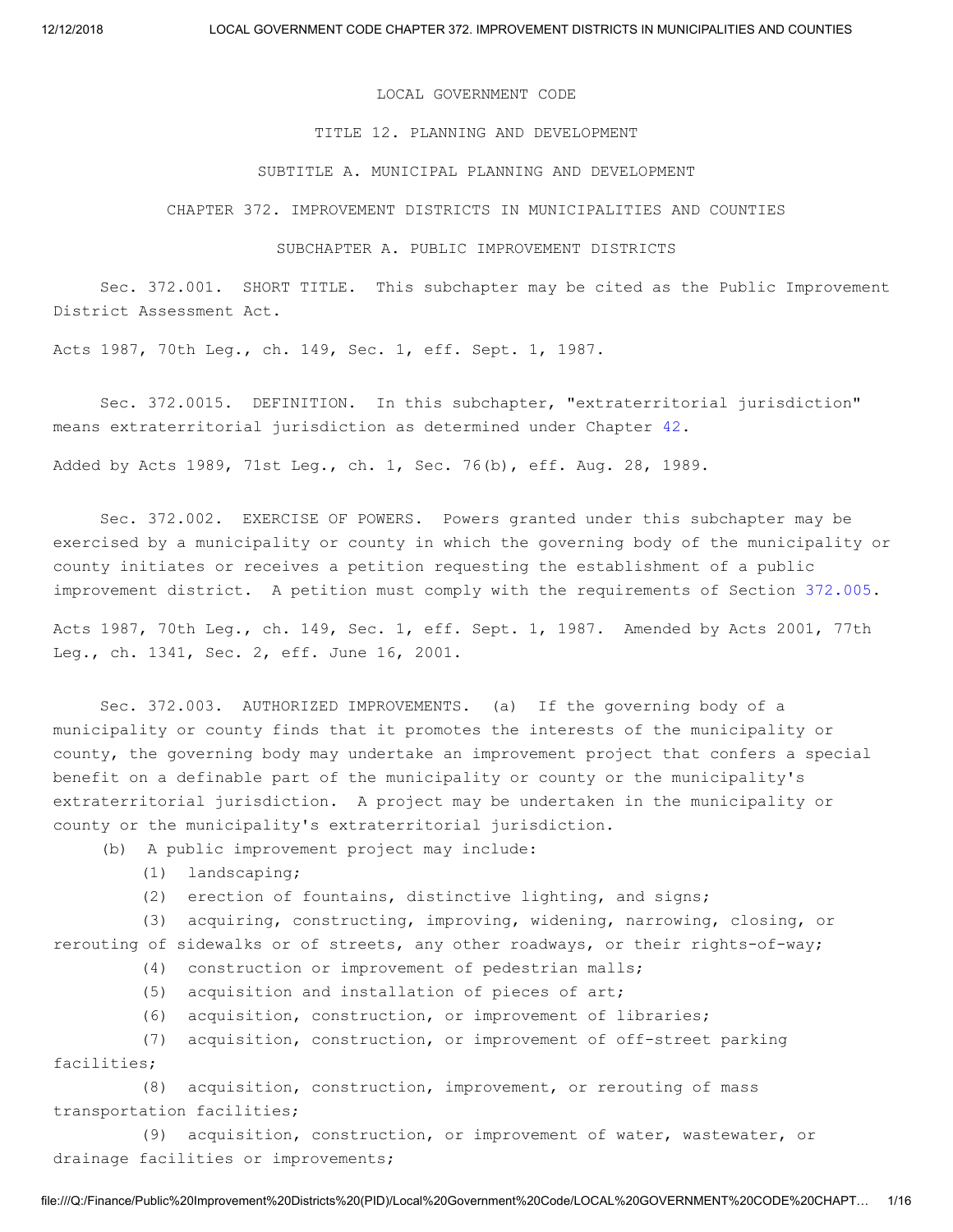LOCAL GOVERNMENT CODE

TITLE 12. PLANNING AND DEVELOPMENT

SUBTITLE A. MUNICIPAL PLANNING AND DEVELOPMENT

CHAPTER 372. IMPROVEMENT DISTRICTS IN MUNICIPALITIES AND COUNTIES

SUBCHAPTER A. PUBLIC IMPROVEMENT DISTRICTS

Sec. 372.001. SHORT TITLE. This subchapter may be cited as the Public Improvement District Assessment Act.

Acts 1987, 70th Leg., ch. 149, Sec. 1, eff. Sept. 1, 1987.

Sec. 372.0015. DEFINITION. In this subchapter, "extraterritorial jurisdiction" means extraterritorial jurisdiction as determined under Chapter 42.

Added by Acts 1989, 71st Leg., ch. 1, Sec. 76(b), eff. Aug. 28, 1989.

Sec. 372.002. EXERCISE OF POWERS. Powers granted under this subchapter may be exercised by a municipality or county in which the governing body of the municipality or county initiates or receives a petition requesting the establishment of a public improvement district. A petition must comply with the requirements of Section 372.005.

Acts 1987, 70th Leg., ch. 149, Sec. 1, eff. Sept. 1, 1987. Amended by Acts 2001, 77th Leg., ch. 1341, Sec. 2, eff. June 16, 2001.

Sec. 372.003. AUTHORIZED IMPROVEMENTS. (a) If the governing body of a municipality or county finds that it promotes the interests of the municipality or county, the governing body may undertake an improvement project that confers a special benefit on a definable part of the municipality or county or the municipality's extraterritorial jurisdiction. A project may be undertaken in the municipality or county or the municipality's extraterritorial jurisdiction.

(b) A public improvement project may include:

(1) landscaping;

(2) erection of fountains, distinctive lighting, and signs;

(3) acquiring, constructing, improving, widening, narrowing, closing, or rerouting of sidewalks or of streets, any other roadways, or their rights-of-way;

(4) construction or improvement of pedestrian malls;

(5) acquisition and installation of pieces of art;

(6) acquisition, construction, or improvement of libraries;

(7) acquisition, construction, or improvement of off-street parking facilities;

(8) acquisition, construction, improvement, or rerouting of mass transportation facilities;

(9) acquisition, construction, or improvement of water, wastewater, or drainage facilities or improvements;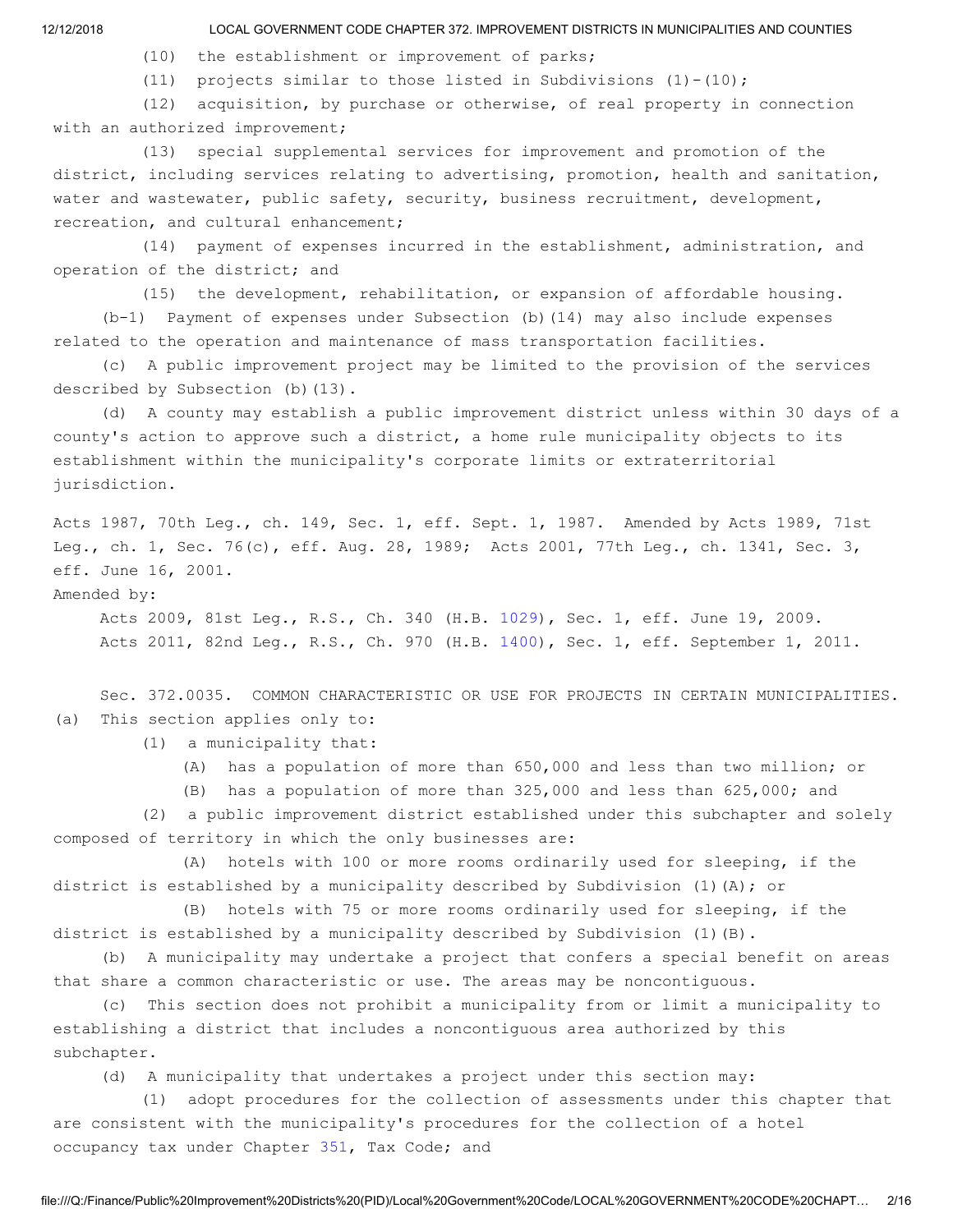(10) the establishment or improvement of parks;

(11) projects similar to those listed in Subdivisions (1)-(10);

(12) acquisition, by purchase or otherwise, of real property in connection with an authorized improvement;

(13) special supplemental services for improvement and promotion of the district, including services relating to advertising, promotion, health and sanitation, water and wastewater, public safety, security, business recruitment, development, recreation, and cultural enhancement;

(14) payment of expenses incurred in the establishment, administration, and operation of the district; and

(15) the development, rehabilitation, or expansion of affordable housing.

(b-1) Payment of expenses under Subsection (b)(14) may also include expenses related to the operation and maintenance of mass transportation facilities.

(c) A public improvement project may be limited to the provision of the services described by Subsection (b)(13).

(d) A county may establish a public improvement district unless within 30 days of a county's action to approve such a district, a home rule municipality objects to its establishment within the municipality's corporate limits or extraterritorial jurisdiction.

Acts 1987, 70th Leg., ch. 149, Sec. 1, eff. Sept. 1, 1987. Amended by Acts 1989, 71st Leg., ch. 1, Sec. 76(c), eff. Aug. 28, 1989; Acts 2001, 77th Leg., ch. 1341, Sec. 3, eff. June 16, 2001.

Amended by:

Acts 2009, 81st Leg., R.S., Ch. 340 (H.B. 1029), Sec. 1, eff. June 19, 2009.

Acts 2011, 82nd Leg., R.S., Ch. 970 (H.B. 1400), Sec. 1, eff. September 1, 2011.

Sec. 372.0035. COMMON CHARACTERISTIC OR USE FOR PROJECTS IN CERTAIN MUNICIPALITIES.

(a) This section applies only to:

(1) a municipality that:

(A) has a population of more than 650,000 and less than two million; or

(B) has a population of more than 325,000 and less than 625,000; and

(2) a public improvement district established under this subchapter and solely composed of territory in which the only businesses are:

(A) hotels with 100 or more rooms ordinarily used for sleeping, if the district is established by a municipality described by Subdivision (1)(A); or

(B) hotels with 75 or more rooms ordinarily used for sleeping, if the district is established by a municipality described by Subdivision (1)(B).

(b) A municipality may undertake a project that confers a special benefit on areas that share a common characteristic or use. The areas may be noncontiguous.

(c) This section does not prohibit a municipality from or limit a municipality to establishing a district that includes a noncontiguous area authorized by this subchapter.

(d) A municipality that undertakes a project under this section may:

(1) adopt procedures for the collection of assessments under this chapter that are consistent with the municipality's procedures for the collection of a hotel occupancy tax under Chapter 351, Tax Code; and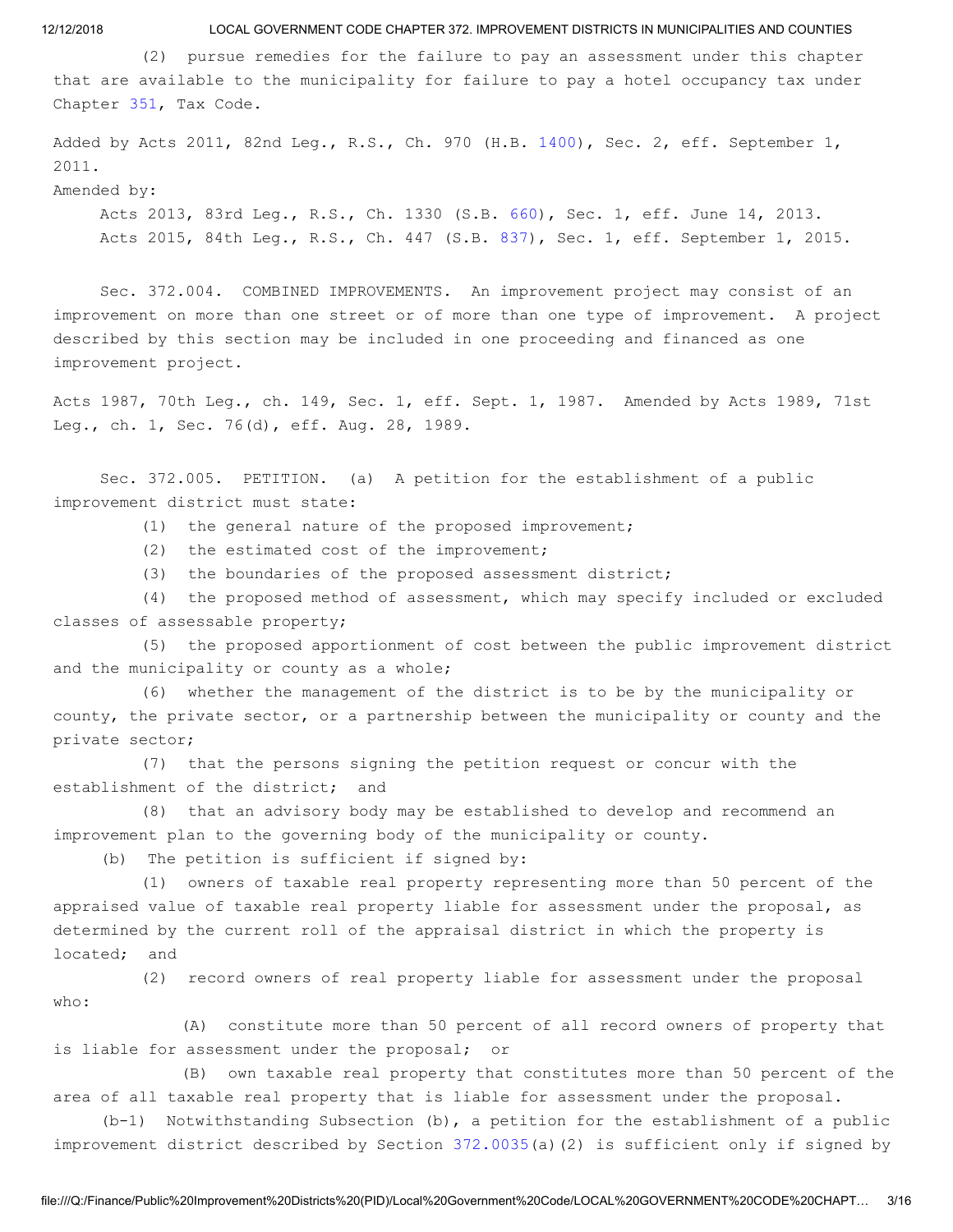(2) pursue remedies for the failure to pay an assessment under this chapter that are available to the municipality for failure to pay a hotel occupancy tax under Chapter 351, Tax Code.

Added by Acts 2011, 82nd Leg., R.S., Ch. 970 (H.B. 1400), Sec. 2, eff. September 1, 2011.

Amended by:

Acts 2013, 83rd Leg., R.S., Ch. 1330 (S.B. 660), Sec. 1, eff. June 14, 2013.

Acts 2015, 84th Leg., R.S., Ch. 447 (S.B. 837), Sec. 1, eff. September 1, 2015.

Sec. 372.004. COMBINED IMPROVEMENTS. An improvement project may consist of an improvement on more than one street or of more than one type of improvement. A project described by this section may be included in one proceeding and financed as one improvement project.

Acts 1987, 70th Leg., ch. 149, Sec. 1, eff. Sept. 1, 1987. Amended by Acts 1989, 71st Leg., ch. 1, Sec. 76(d), eff. Aug. 28, 1989.

Sec. 372.005. PETITION. (a) A petition for the establishment of a public improvement district must state:

(1) the general nature of the proposed improvement;

(2) the estimated cost of the improvement;

(3) the boundaries of the proposed assessment district;

(4) the proposed method of assessment, which may specify included or excluded classes of assessable property;

(5) the proposed apportionment of cost between the public improvement district and the municipality or county as a whole;

(6) whether the management of the district is to be by the municipality or county, the private sector, or a partnership between the municipality or county and the private sector;

(7) that the persons signing the petition request or concur with the establishment of the district; and

(8) that an advisory body may be established to develop and recommend an improvement plan to the governing body of the municipality or county.

(b) The petition is sufficient if signed by:

(1) owners of taxable real property representing more than 50 percent of the appraised value of taxable real property liable for assessment under the proposal, as determined by the current roll of the appraisal district in which the property is located; and

(2) record owners of real property liable for assessment under the proposal who:

(A) constitute more than 50 percent of all record owners of property that is liable for assessment under the proposal; or

(B) own taxable real property that constitutes more than 50 percent of the area of all taxable real property that is liable for assessment under the proposal.

(b-1) Notwithstanding Subsection (b), a petition for the establishment of a public improvement district described by Section 372.0035(a)(2) is sufficient only if signed by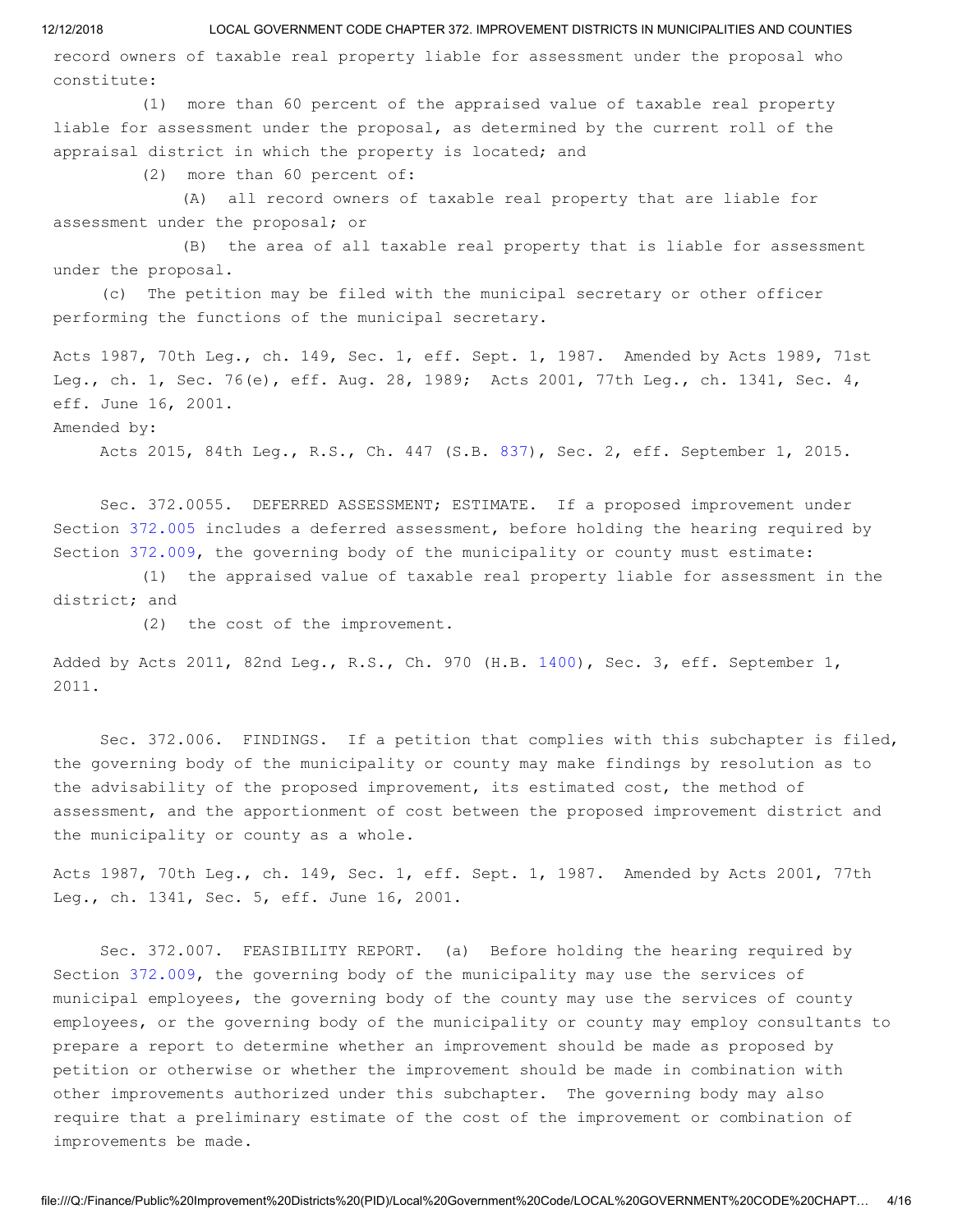record owners of taxable real property liable for assessment under the proposal who constitute:

(1) more than 60 percent of the appraised value of taxable real property liable for assessment under the proposal, as determined by the current roll of the appraisal district in which the property is located; and

(2) more than 60 percent of:

(A) all record owners of taxable real property that are liable for assessment under the proposal; or

(B) the area of all taxable real property that is liable for assessment under the proposal.

(c) The petition may be filed with the municipal secretary or other officer performing the functions of the municipal secretary.

Acts 1987, 70th Leg., ch. 149, Sec. 1, eff. Sept. 1, 1987. Amended by Acts 1989, 71st Leg., ch. 1, Sec. 76(e), eff. Aug. 28, 1989; Acts 2001, 77th Leg., ch. 1341, Sec. 4, eff. June 16, 2001.

Amended by:

Acts 2015, 84th Leg., R.S., Ch. 447 (S.B. 837), Sec. 2, eff. September 1, 2015.

Sec. 372.0055. DEFERRED ASSESSMENT; ESTIMATE. If a proposed improvement under Section 372.005 includes a deferred assessment, before holding the hearing required by Section 372.009, the governing body of the municipality or county must estimate:

(1) the appraised value of taxable real property liable for assessment in the district; and

(2) the cost of the improvement.

Added by Acts 2011, 82nd Leg., R.S., Ch. 970 (H.B. 1400), Sec. 3, eff. September 1, 2011.

Sec. 372.006. FINDINGS. If a petition that complies with this subchapter is filed, the governing body of the municipality or county may make findings by resolution as to the advisability of the proposed improvement, its estimated cost, the method of assessment, and the apportionment of cost between the proposed improvement district and the municipality or county as a whole.

Acts 1987, 70th Leg., ch. 149, Sec. 1, eff. Sept. 1, 1987. Amended by Acts 2001, 77th Leg., ch. 1341, Sec. 5, eff. June 16, 2001.

Sec. 372.007. FEASIBILITY REPORT. (a) Before holding the hearing required by Section 372.009, the governing body of the municipality may use the services of municipal employees, the governing body of the county may use the services of county employees, or the governing body of the municipality or county may employ consultants to prepare a report to determine whether an improvement should be made as proposed by petition or otherwise or whether the improvement should be made in combination with other improvements authorized under this subchapter. The governing body may also require that a preliminary estimate of the cost of the improvement or combination of improvements be made.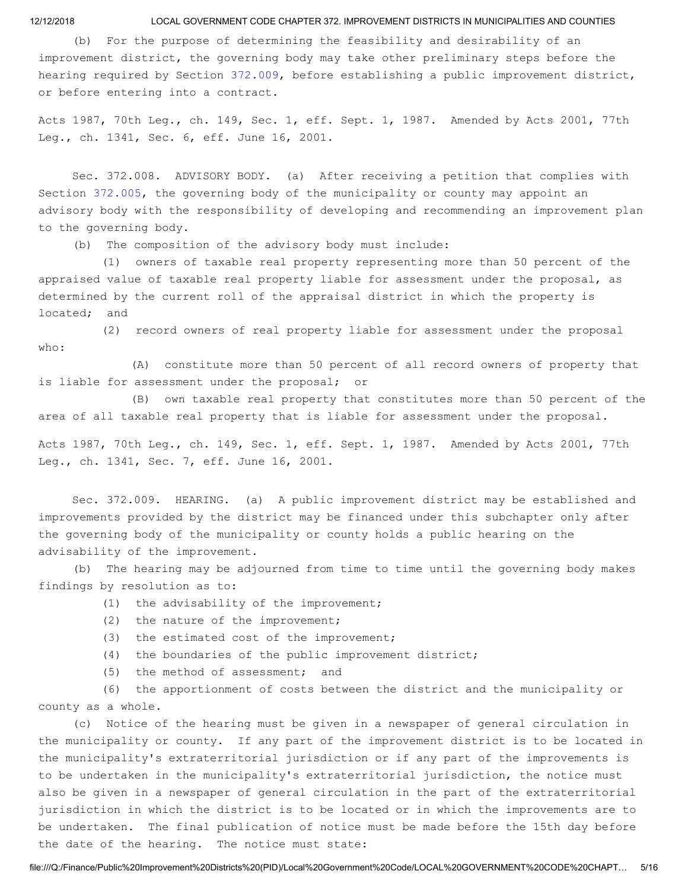(b) For the purpose of determining the feasibility and desirability of an improvement district, the governing body may take other preliminary steps before the hearing required by Section 372.009, before establishing a public improvement district, or before entering into a contract.

Acts 1987, 70th Leg., ch. 149, Sec. 1, eff. Sept. 1, 1987. Amended by Acts 2001, 77th Leg., ch. 1341, Sec. 6, eff. June 16, 2001.

Sec. 372.008. ADVISORY BODY. (a) After receiving a petition that complies with Section 372.005, the governing body of the municipality or county may appoint an advisory body with the responsibility of developing and recommending an improvement plan to the governing body.

(b) The composition of the advisory body must include:

(1) owners of taxable real property representing more than 50 percent of the appraised value of taxable real property liable for assessment under the proposal, as determined by the current roll of the appraisal district in which the property is located; and

(2) record owners of real property liable for assessment under the proposal who:

(A) constitute more than 50 percent of all record owners of property that is liable for assessment under the proposal; or

(B) own taxable real property that constitutes more than 50 percent of the area of all taxable real property that is liable for assessment under the proposal.

Acts 1987, 70th Leg., ch. 149, Sec. 1, eff. Sept. 1, 1987. Amended by Acts 2001, 77th Leg., ch. 1341, Sec. 7, eff. June 16, 2001.

Sec. 372.009. HEARING. (a) A public improvement district may be established and improvements provided by the district may be financed under this subchapter only after the governing body of the municipality or county holds a public hearing on the advisability of the improvement.

(b) The hearing may be adjourned from time to time until the governing body makes findings by resolution as to:

(1) the advisability of the improvement;

(2) the nature of the improvement;

(3) the estimated cost of the improvement;

(4) the boundaries of the public improvement district;

(5) the method of assessment; and

(6) the apportionment of costs between the district and the municipality or county as a whole.

(c) Notice of the hearing must be given in a newspaper of general circulation in the municipality or county. If any part of the improvement district is to be located in the municipality's extraterritorial jurisdiction or if any part of the improvements is to be undertaken in the municipality's extraterritorial jurisdiction, the notice must also be given in a newspaper of general circulation in the part of the extraterritorial jurisdiction in which the district is to be located or in which the improvements are to be undertaken. The final publication of notice must be made before the 15th day before the date of the hearing. The notice must state: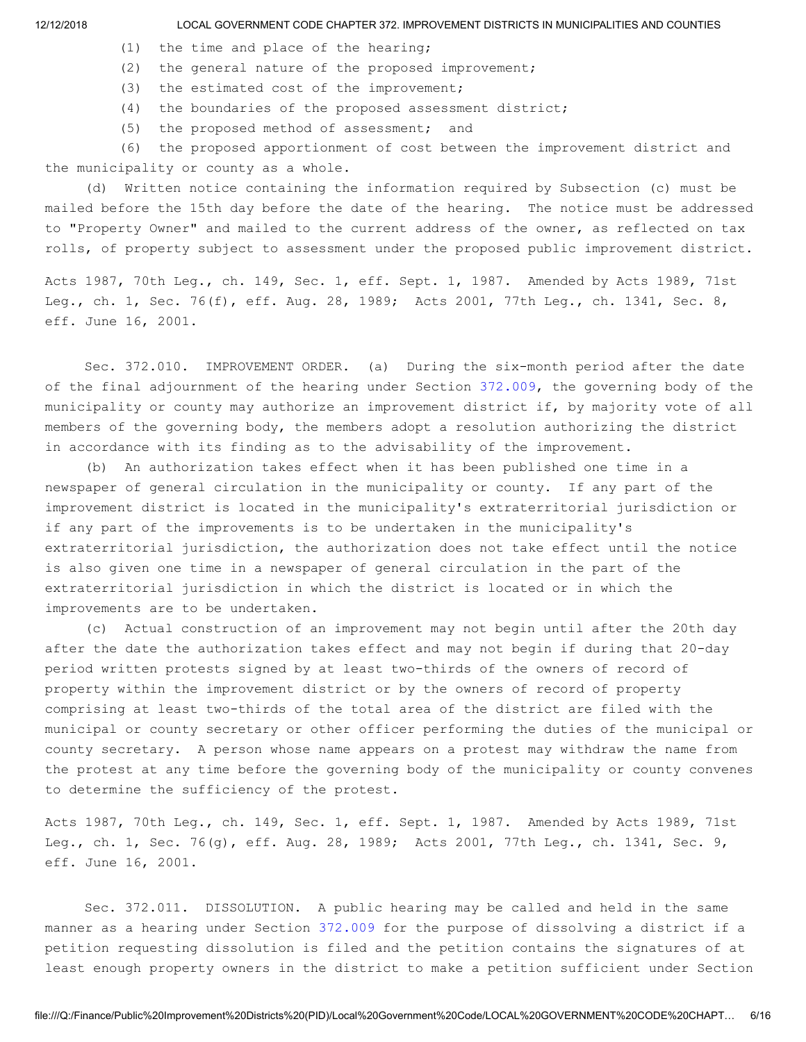(1) the time and place of the hearing;

(2) the general nature of the proposed improvement;

(3) the estimated cost of the improvement;

(4) the boundaries of the proposed assessment district;

(5) the proposed method of assessment; and

(6) the proposed apportionment of cost between the improvement district and the municipality or county as a whole.

(d) Written notice containing the information required by Subsection (c) must be mailed before the 15th day before the date of the hearing. The notice must be addressed to "Property Owner" and mailed to the current address of the owner, as reflected on tax rolls, of property subject to assessment under the proposed public improvement district.

Acts 1987, 70th Leg., ch. 149, Sec. 1, eff. Sept. 1, 1987. Amended by Acts 1989, 71st Leg., ch. 1, Sec. 76(f), eff. Aug. 28, 1989; Acts 2001, 77th Leg., ch. 1341, Sec. 8, eff. June 16, 2001.

Sec. 372.010. IMPROVEMENT ORDER. (a) During the six-month period after the date of the final adjournment of the hearing under Section 372.009, the governing body of the municipality or county may authorize an improvement district if, by majority vote of all members of the governing body, the members adopt a resolution authorizing the district in accordance with its finding as to the advisability of the improvement.

(b) An authorization takes effect when it has been published one time in a newspaper of general circulation in the municipality or county. If any part of the improvement district is located in the municipality's extraterritorial jurisdiction or if any part of the improvements is to be undertaken in the municipality's extraterritorial jurisdiction, the authorization does not take effect until the notice is also given one time in a newspaper of general circulation in the part of the extraterritorial jurisdiction in which the district is located or in which the improvements are to be undertaken.

(c) Actual construction of an improvement may not begin until after the 20th day after the date the authorization takes effect and may not begin if during that 20-day period written protests signed by at least two-thirds of the owners of record of property within the improvement district or by the owners of record of property comprising at least two-thirds of the total area of the district are filed with the municipal or county secretary or other officer performing the duties of the municipal or county secretary. A person whose name appears on a protest may withdraw the name from the protest at any time before the governing body of the municipality or county convenes to determine the sufficiency of the protest.

Acts 1987, 70th Leg., ch. 149, Sec. 1, eff. Sept. 1, 1987. Amended by Acts 1989, 71st Leg., ch. 1, Sec. 76(g), eff. Aug. 28, 1989; Acts 2001, 77th Leg., ch. 1341, Sec. 9, eff. June 16, 2001.

Sec. 372.011. DISSOLUTION. A public hearing may be called and held in the same manner as a hearing under Section 372.009 for the purpose of dissolving a district if a petition requesting dissolution is filed and the petition contains the signatures of at least enough property owners in the district to make a petition sufficient under Section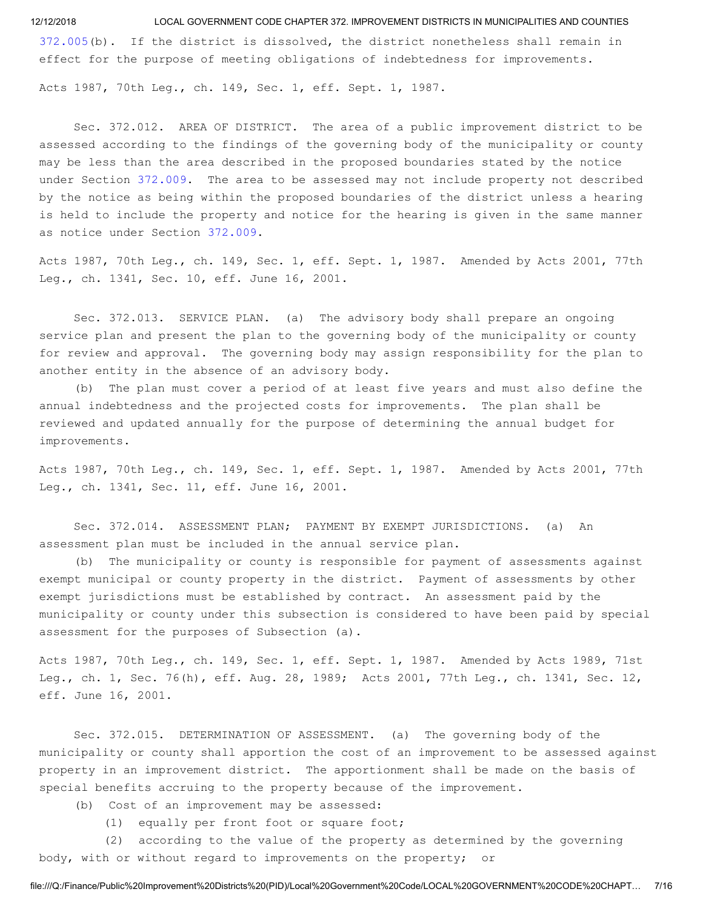372.005(b). If the district is dissolved, the district nonetheless shall remain in effect for the purpose of meeting obligations of indebtedness for improvements.

Acts 1987, 70th Leg., ch. 149, Sec. 1, eff. Sept. 1, 1987.

Sec. 372.012. AREA OF DISTRICT. The area of a public improvement district to be assessed according to the findings of the governing body of the municipality or county may be less than the area described in the proposed boundaries stated by the notice under Section 372.009. The area to be assessed may not include property not described by the notice as being within the proposed boundaries of the district unless a hearing is held to include the property and notice for the hearing is given in the same manner as notice under Section 372.009.

Acts 1987, 70th Leg., ch. 149, Sec. 1, eff. Sept. 1, 1987. Amended by Acts 2001, 77th Leg., ch. 1341, Sec. 10, eff. June 16, 2001.

Sec. 372.013. SERVICE PLAN. (a) The advisory body shall prepare an ongoing service plan and present the plan to the governing body of the municipality or county for review and approval. The governing body may assign responsibility for the plan to another entity in the absence of an advisory body.

(b) The plan must cover a period of at least five years and must also define the annual indebtedness and the projected costs for improvements. The plan shall be reviewed and updated annually for the purpose of determining the annual budget for improvements.

Acts 1987, 70th Leg., ch. 149, Sec. 1, eff. Sept. 1, 1987. Amended by Acts 2001, 77th Leg., ch. 1341, Sec. 11, eff. June 16, 2001.

Sec. 372.014. ASSESSMENT PLAN; PAYMENT BY EXEMPT JURISDICTIONS. (a) An assessment plan must be included in the annual service plan.

(b) The municipality or county is responsible for payment of assessments against exempt municipal or county property in the district. Payment of assessments by other exempt jurisdictions must be established by contract. An assessment paid by the municipality or county under this subsection is considered to have been paid by special assessment for the purposes of Subsection (a).

Acts 1987, 70th Leg., ch. 149, Sec. 1, eff. Sept. 1, 1987. Amended by Acts 1989, 71st Leg., ch. 1, Sec. 76(h), eff. Aug. 28, 1989; Acts 2001, 77th Leg., ch. 1341, Sec. 12, eff. June 16, 2001.

Sec. 372.015. DETERMINATION OF ASSESSMENT. (a) The governing body of the municipality or county shall apportion the cost of an improvement to be assessed against property in an improvement district. The apportionment shall be made on the basis of special benefits accruing to the property because of the improvement.

(b) Cost of an improvement may be assessed:

(1) equally per front foot or square foot;

(2) according to the value of the property as determined by the governing body, with or without regard to improvements on the property; or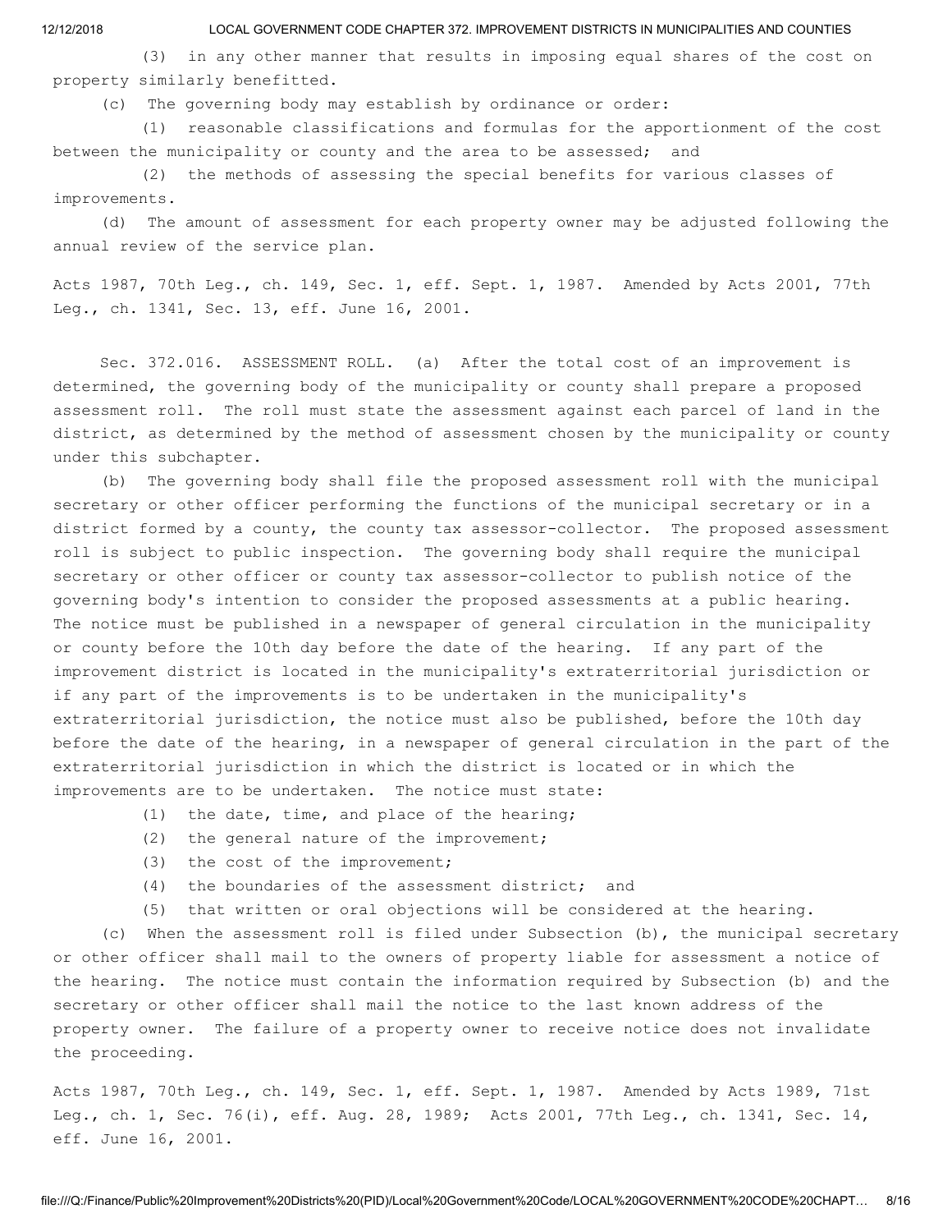(3) in any other manner that results in imposing equal shares of the cost on property similarly benefitted.

(c) The governing body may establish by ordinance or order:

(1) reasonable classifications and formulas for the apportionment of the cost between the municipality or county and the area to be assessed; and

(2) the methods of assessing the special benefits for various classes of improvements.

(d) The amount of assessment for each property owner may be adjusted following the annual review of the service plan.

Acts 1987, 70th Leg., ch. 149, Sec. 1, eff. Sept. 1, 1987. Amended by Acts 2001, 77th Leg., ch. 1341, Sec. 13, eff. June 16, 2001.

Sec. 372.016. ASSESSMENT ROLL. (a) After the total cost of an improvement is determined, the governing body of the municipality or county shall prepare a proposed assessment roll. The roll must state the assessment against each parcel of land in the district, as determined by the method of assessment chosen by the municipality or county under this subchapter.

(b) The governing body shall file the proposed assessment roll with the municipal secretary or other officer performing the functions of the municipal secretary or in a district formed by a county, the county tax assessor-collector. The proposed assessment roll is subject to public inspection. The governing body shall require the municipal secretary or other officer or county tax assessor-collector to publish notice of the governing body's intention to consider the proposed assessments at a public hearing. The notice must be published in a newspaper of general circulation in the municipality or county before the 10th day before the date of the hearing. If any part of the improvement district is located in the municipality's extraterritorial jurisdiction or if any part of the improvements is to be undertaken in the municipality's extraterritorial jurisdiction, the notice must also be published, before the 10th day before the date of the hearing, in a newspaper of general circulation in the part of the extraterritorial jurisdiction in which the district is located or in which the improvements are to be undertaken. The notice must state:

(1) the date, time, and place of the hearing;

(2) the general nature of the improvement;

(3) the cost of the improvement;

(4) the boundaries of the assessment district; and

(5) that written or oral objections will be considered at the hearing.

(c) When the assessment roll is filed under Subsection (b), the municipal secretary or other officer shall mail to the owners of property liable for assessment a notice of the hearing. The notice must contain the information required by Subsection (b) and the secretary or other officer shall mail the notice to the last known address of the property owner. The failure of a property owner to receive notice does not invalidate the proceeding.

Acts 1987, 70th Leg., ch. 149, Sec. 1, eff. Sept. 1, 1987. Amended by Acts 1989, 71st Leg., ch. 1, Sec. 76(i), eff. Aug. 28, 1989; Acts 2001, 77th Leg., ch. 1341, Sec. 14, eff. June 16, 2001.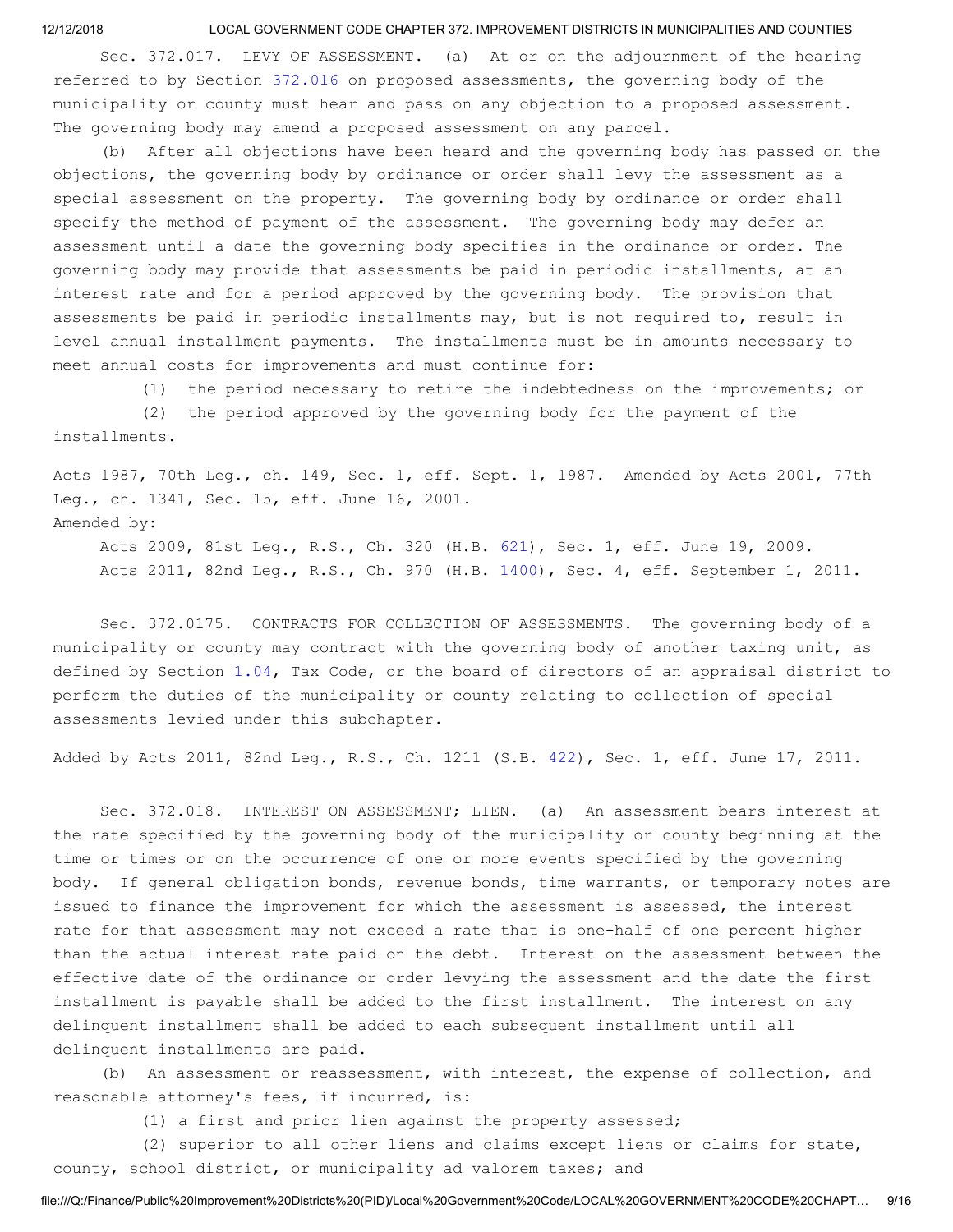Sec. 372.017. LEVY OF ASSESSMENT. (a) At or on the adjournment of the hearing referred to by Section 372.016 on proposed assessments, the governing body of the municipality or county must hear and pass on any objection to a proposed assessment. The governing body may amend a proposed assessment on any parcel.

(b) After all objections have been heard and the governing body has passed on the objections, the governing body by ordinance or order shall levy the assessment as a special assessment on the property. The governing body by ordinance or order shall specify the method of payment of the assessment. The governing body may defer an assessment until a date the governing body specifies in the ordinance or order. The governing body may provide that assessments be paid in periodic installments, at an interest rate and for a period approved by the governing body. The provision that assessments be paid in periodic installments may, but is not required to, result in level annual installment payments. The installments must be in amounts necessary to meet annual costs for improvements and must continue for:

(1) the period necessary to retire the indebtedness on the improvements; or

(2) the period approved by the governing body for the payment of the installments.

Acts 1987, 70th Leg., ch. 149, Sec. 1, eff. Sept. 1, 1987. Amended by Acts 2001, 77th Leg., ch. 1341, Sec. 15, eff. June 16, 2001.
Amended by:

Acts 2009, 81st Leg., R.S., Ch. 320 (H.B. 621), Sec. 1, eff. June 19, 2009.
Acts 2011, 82nd Leg., R.S., Ch. 970 (H.B. 1400), Sec. 4, eff. September 1, 2011.

Sec. 372.0175. CONTRACTS FOR COLLECTION OF ASSESSMENTS. The governing body of a municipality or county may contract with the governing body of another taxing unit, as defined by Section 1.04, Tax Code, or the board of directors of an appraisal district to perform the duties of the municipality or county relating to collection of special assessments levied under this subchapter.

Added by Acts 2011, 82nd Leg., R.S., Ch. 1211 (S.B. 422), Sec. 1, eff. June 17, 2011.

Sec. 372.018. INTEREST ON ASSESSMENT; LIEN. (a) An assessment bears interest at the rate specified by the governing body of the municipality or county beginning at the time or times or on the occurrence of one or more events specified by the governing body. If general obligation bonds, revenue bonds, time warrants, or temporary notes are issued to finance the improvement for which the assessment is assessed, the interest rate for that assessment may not exceed a rate that is one-half of one percent higher than the actual interest rate paid on the debt. Interest on the assessment between the effective date of the ordinance or order levying the assessment and the date the first installment is payable shall be added to the first installment. The interest on any delinquent installment shall be added to each subsequent installment until all delinquent installments are paid.

(b) An assessment or reassessment, with interest, the expense of collection, and reasonable attorney's fees, if incurred, is:

(1) a first and prior lien against the property assessed;

(2) superior to all other liens and claims except liens or claims for state, county, school district, or municipality ad valorem taxes; and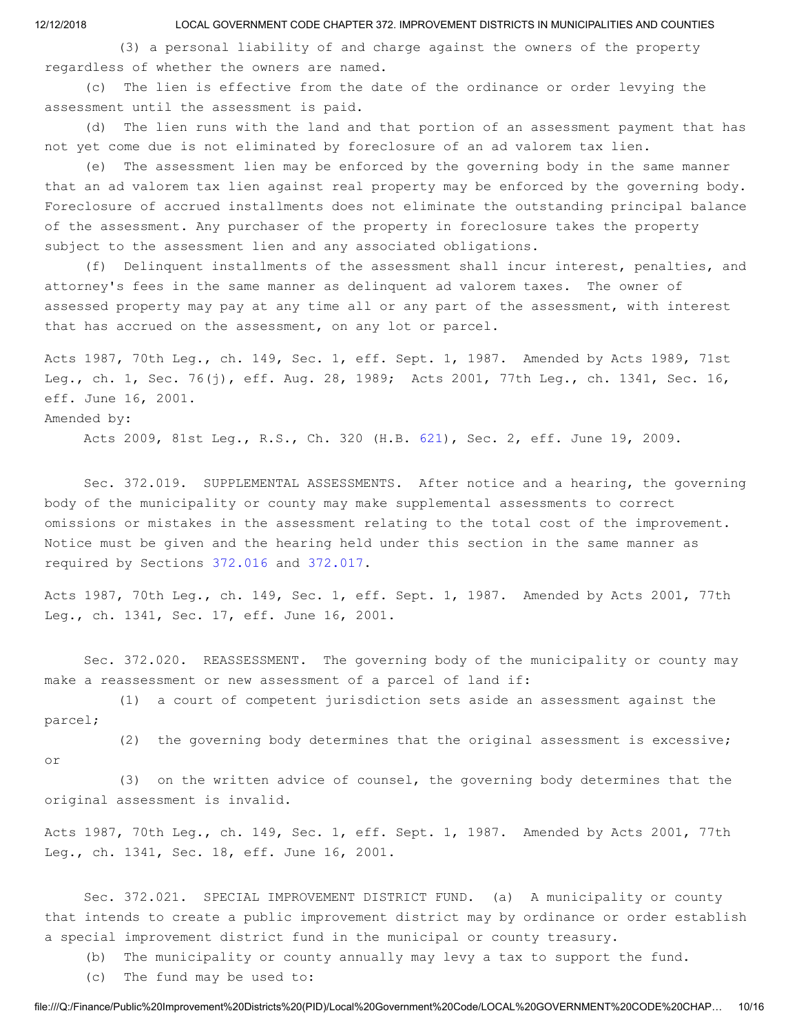(3) a personal liability of and charge against the owners of the property regardless of whether the owners are named.

(c) The lien is effective from the date of the ordinance or order levying the assessment until the assessment is paid.

(d) The lien runs with the land and that portion of an assessment payment that has not yet come due is not eliminated by foreclosure of an ad valorem tax lien.

(e) The assessment lien may be enforced by the governing body in the same manner that an ad valorem tax lien against real property may be enforced by the governing body. Foreclosure of accrued installments does not eliminate the outstanding principal balance of the assessment. Any purchaser of the property in foreclosure takes the property subject to the assessment lien and any associated obligations.

(f) Delinquent installments of the assessment shall incur interest, penalties, and attorney's fees in the same manner as delinquent ad valorem taxes. The owner of assessed property may pay at any time all or any part of the assessment, with interest that has accrued on the assessment, on any lot or parcel.

Acts 1987, 70th Leg., ch. 149, Sec. 1, eff. Sept. 1, 1987. Amended by Acts 1989, 71st Leg., ch. 1, Sec. 76(j), eff. Aug. 28, 1989; Acts 2001, 77th Leg., ch. 1341, Sec. 16, eff. June 16, 2001.

Amended by:

Acts 2009, 81st Leg., R.S., Ch. 320 (H.B. 621), Sec. 2, eff. June 19, 2009.

Sec. 372.019. SUPPLEMENTAL ASSESSMENTS. After notice and a hearing, the governing body of the municipality or county may make supplemental assessments to correct omissions or mistakes in the assessment relating to the total cost of the improvement. Notice must be given and the hearing held under this section in the same manner as required by Sections 372.016 and 372.017.

Acts 1987, 70th Leg., ch. 149, Sec. 1, eff. Sept. 1, 1987. Amended by Acts 2001, 77th Leg., ch. 1341, Sec. 17, eff. June 16, 2001.

Sec. 372.020. REASSESSMENT. The governing body of the municipality or county may make a reassessment or new assessment of a parcel of land if:

(1) a court of competent jurisdiction sets aside an assessment against the parcel;

(2) the governing body determines that the original assessment is excessive; or

(3) on the written advice of counsel, the governing body determines that the original assessment is invalid.

Acts 1987, 70th Leg., ch. 149, Sec. 1, eff. Sept. 1, 1987. Amended by Acts 2001, 77th Leg., ch. 1341, Sec. 18, eff. June 16, 2001.

Sec. 372.021. SPECIAL IMPROVEMENT DISTRICT FUND. (a) A municipality or county that intends to create a public improvement district may by ordinance or order establish a special improvement district fund in the municipal or county treasury.

(b) The municipality or county annually may levy a tax to support the fund.

(c) The fund may be used to: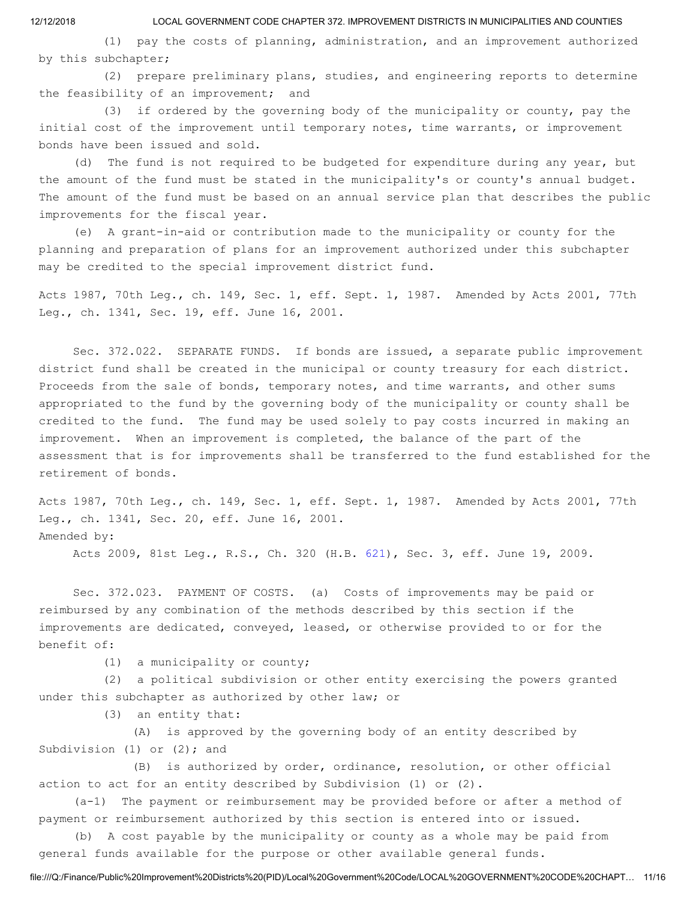(1) pay the costs of planning, administration, and an improvement authorized by this subchapter;

(2) prepare preliminary plans, studies, and engineering reports to determine the feasibility of an improvement; and

(3) if ordered by the governing body of the municipality or county, pay the initial cost of the improvement until temporary notes, time warrants, or improvement bonds have been issued and sold.

(d) The fund is not required to be budgeted for expenditure during any year, but the amount of the fund must be stated in the municipality's or county's annual budget. The amount of the fund must be based on an annual service plan that describes the public improvements for the fiscal year.

(e) A grant-in-aid or contribution made to the municipality or county for the planning and preparation of plans for an improvement authorized under this subchapter may be credited to the special improvement district fund.

Acts 1987, 70th Leg., ch. 149, Sec. 1, eff. Sept. 1, 1987. Amended by Acts 2001, 77th Leg., ch. 1341, Sec. 19, eff. June 16, 2001.

Sec. 372.022. SEPARATE FUNDS. If bonds are issued, a separate public improvement district fund shall be created in the municipal or county treasury for each district. Proceeds from the sale of bonds, temporary notes, and time warrants, and other sums appropriated to the fund by the governing body of the municipality or county shall be credited to the fund. The fund may be used solely to pay costs incurred in making an improvement. When an improvement is completed, the balance of the part of the assessment that is for improvements shall be transferred to the fund established for the retirement of bonds.

Acts 1987, 70th Leg., ch. 149, Sec. 1, eff. Sept. 1, 1987. Amended by Acts 2001, 77th Leg., ch. 1341, Sec. 20, eff. June 16, 2001.
Amended by:

Acts 2009, 81st Leg., R.S., Ch. 320 (H.B. 621), Sec. 3, eff. June 19, 2009.

Sec. 372.023. PAYMENT OF COSTS. (a) Costs of improvements may be paid or reimbursed by any combination of the methods described by this section if the improvements are dedicated, conveyed, leased, or otherwise provided to or for the benefit of:

(1) a municipality or county;

(2) a political subdivision or other entity exercising the powers granted under this subchapter as authorized by other law; or

(3) an entity that:

(A) is approved by the governing body of an entity described by Subdivision (1) or (2); and

(B) is authorized by order, ordinance, resolution, or other official action to act for an entity described by Subdivision (1) or (2).

(a-1) The payment or reimbursement may be provided before or after a method of payment or reimbursement authorized by this section is entered into or issued.

(b) A cost payable by the municipality or county as a whole may be paid from general funds available for the purpose or other available general funds.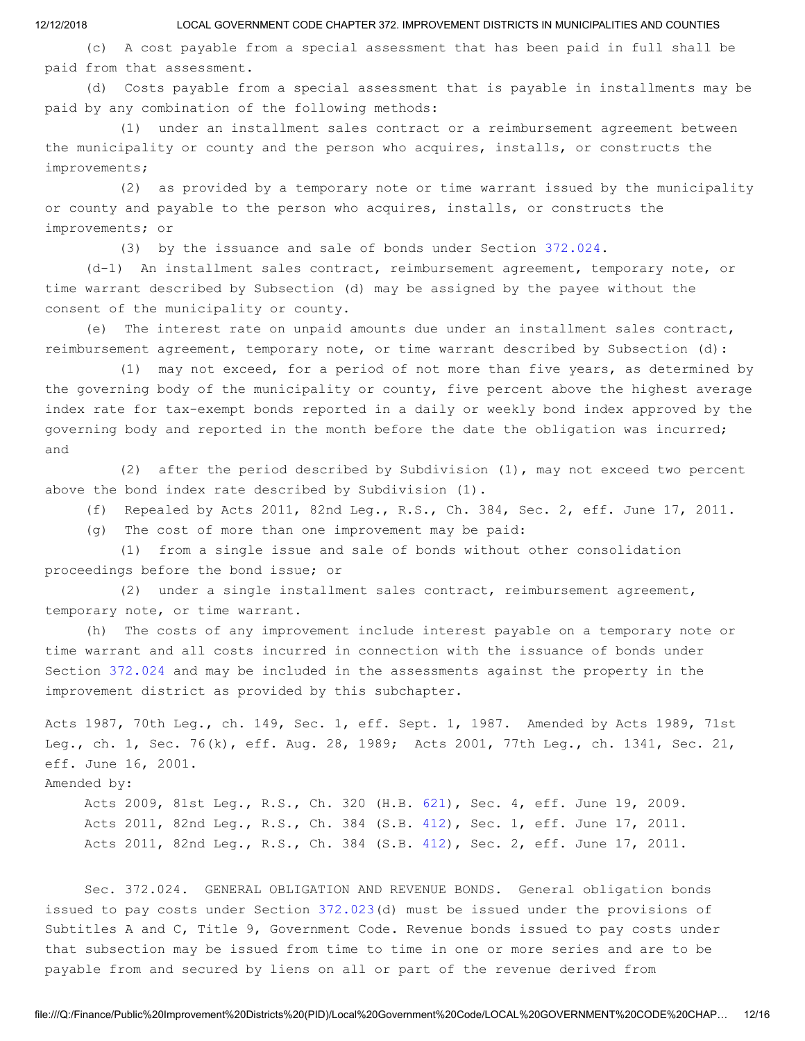(c) A cost payable from a special assessment that has been paid in full shall be paid from that assessment.

(d) Costs payable from a special assessment that is payable in installments may be paid by any combination of the following methods:

(1) under an installment sales contract or a reimbursement agreement between the municipality or county and the person who acquires, installs, or constructs the improvements;

(2) as provided by a temporary note or time warrant issued by the municipality or county and payable to the person who acquires, installs, or constructs the improvements; or

(3) by the issuance and sale of bonds under Section 372.024.

(d-1) An installment sales contract, reimbursement agreement, temporary note, or time warrant described by Subsection (d) may be assigned by the payee without the consent of the municipality or county.

(e) The interest rate on unpaid amounts due under an installment sales contract, reimbursement agreement, temporary note, or time warrant described by Subsection (d):

(1) may not exceed, for a period of not more than five years, as determined by the governing body of the municipality or county, five percent above the highest average index rate for tax-exempt bonds reported in a daily or weekly bond index approved by the governing body and reported in the month before the date the obligation was incurred; and

(2) after the period described by Subdivision (1), may not exceed two percent above the bond index rate described by Subdivision (1).

(f) Repealed by Acts 2011, 82nd Leg., R.S., Ch. 384, Sec. 2, eff. June 17, 2011.

(g) The cost of more than one improvement may be paid:

(1) from a single issue and sale of bonds without other consolidation proceedings before the bond issue; or

(2) under a single installment sales contract, reimbursement agreement, temporary note, or time warrant.

(h) The costs of any improvement include interest payable on a temporary note or time warrant and all costs incurred in connection with the issuance of bonds under Section 372.024 and may be included in the assessments against the property in the improvement district as provided by this subchapter.

Acts 1987, 70th Leg., ch. 149, Sec. 1, eff. Sept. 1, 1987. Amended by Acts 1989, 71st Leg., ch. 1, Sec. 76(k), eff. Aug. 28, 1989; Acts 2001, 77th Leg., ch. 1341, Sec. 21, eff. June 16, 2001.

Amended by:

Acts 2009, 81st Leg., R.S., Ch. 320 (H.B. 621), Sec. 4, eff. June 19, 2009.

Acts 2011, 82nd Leg., R.S., Ch. 384 (S.B. 412), Sec. 1, eff. June 17, 2011.

Acts 2011, 82nd Leg., R.S., Ch. 384 (S.B. 412), Sec. 2, eff. June 17, 2011.

Sec. 372.024. GENERAL OBLIGATION AND REVENUE BONDS. General obligation bonds issued to pay costs under Section 372.023(d) must be issued under the provisions of Subtitles A and C, Title 9, Government Code. Revenue bonds issued to pay costs under that subsection may be issued from time to time in one or more series and are to be payable from and secured by liens on all or part of the revenue derived from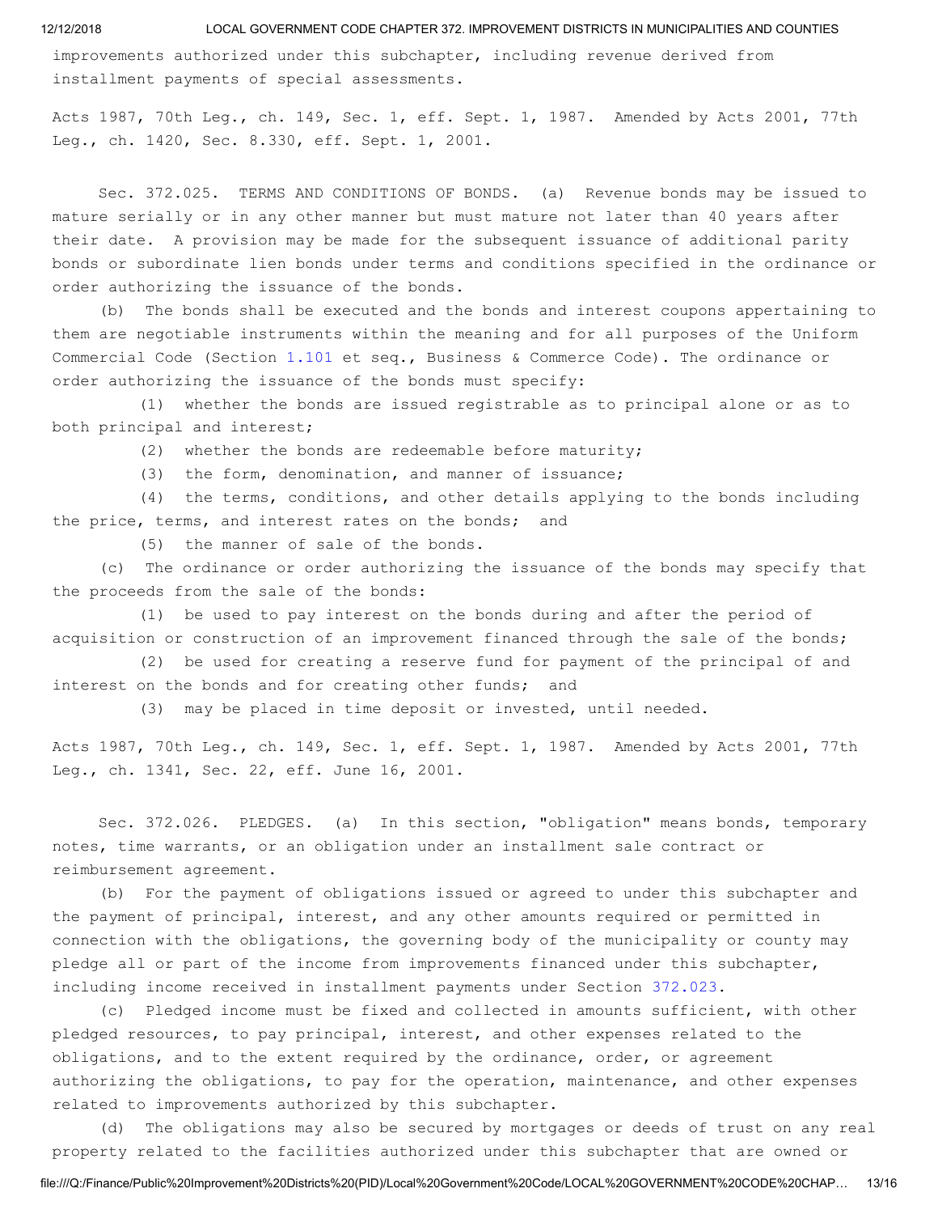improvements authorized under this subchapter, including revenue derived from installment payments of special assessments.

Acts 1987, 70th Leg., ch. 149, Sec. 1, eff. Sept. 1, 1987. Amended by Acts 2001, 77th Leg., ch. 1420, Sec. 8.330, eff. Sept. 1, 2001.

Sec. 372.025. TERMS AND CONDITIONS OF BONDS. (a) Revenue bonds may be issued to mature serially or in any other manner but must mature not later than 40 years after their date. A provision may be made for the subsequent issuance of additional parity bonds or subordinate lien bonds under terms and conditions specified in the ordinance or order authorizing the issuance of the bonds.

(b) The bonds shall be executed and the bonds and interest coupons appertaining to them are negotiable instruments within the meaning and for all purposes of the Uniform Commercial Code (Section 1.101 et seq., Business & Commerce Code). The ordinance or order authorizing the issuance of the bonds must specify:

(1) whether the bonds are issued registrable as to principal alone or as to both principal and interest;

(2) whether the bonds are redeemable before maturity;

(3) the form, denomination, and manner of issuance;

(4) the terms, conditions, and other details applying to the bonds including the price, terms, and interest rates on the bonds; and

(5) the manner of sale of the bonds.

(c) The ordinance or order authorizing the issuance of the bonds may specify that the proceeds from the sale of the bonds:

(1) be used to pay interest on the bonds during and after the period of acquisition or construction of an improvement financed through the sale of the bonds;

(2) be used for creating a reserve fund for payment of the principal of and interest on the bonds and for creating other funds; and

(3) may be placed in time deposit or invested, until needed.

Acts 1987, 70th Leg., ch. 149, Sec. 1, eff. Sept. 1, 1987. Amended by Acts 2001, 77th Leg., ch. 1341, Sec. 22, eff. June 16, 2001.

Sec. 372.026. PLEDGES. (a) In this section, "obligation" means bonds, temporary notes, time warrants, or an obligation under an installment sale contract or reimbursement agreement.

(b) For the payment of obligations issued or agreed to under this subchapter and the payment of principal, interest, and any other amounts required or permitted in connection with the obligations, the governing body of the municipality or county may pledge all or part of the income from improvements financed under this subchapter, including income received in installment payments under Section 372.023.

(c) Pledged income must be fixed and collected in amounts sufficient, with other pledged resources, to pay principal, interest, and other expenses related to the obligations, and to the extent required by the ordinance, order, or agreement authorizing the obligations, to pay for the operation, maintenance, and other expenses related to improvements authorized by this subchapter.

(d) The obligations may also be secured by mortgages or deeds of trust on any real property related to the facilities authorized under this subchapter that are owned or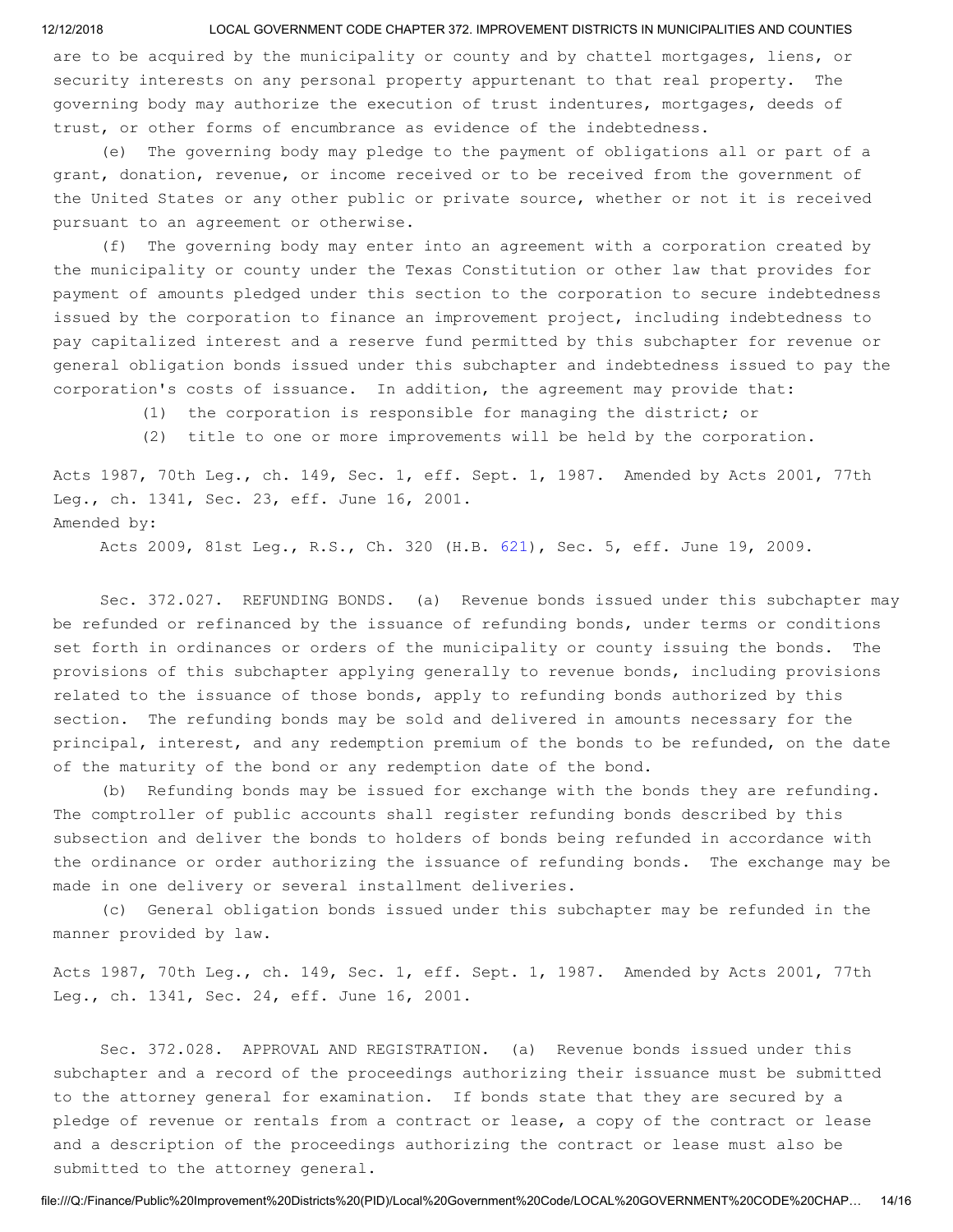are to be acquired by the municipality or county and by chattel mortgages, liens, or security interests on any personal property appurtenant to that real property. The governing body may authorize the execution of trust indentures, mortgages, deeds of trust, or other forms of encumbrance as evidence of the indebtedness.

(e) The governing body may pledge to the payment of obligations all or part of a grant, donation, revenue, or income received or to be received from the government of the United States or any other public or private source, whether or not it is received pursuant to an agreement or otherwise.

(f) The governing body may enter into an agreement with a corporation created by the municipality or county under the Texas Constitution or other law that provides for payment of amounts pledged under this section to the corporation to secure indebtedness issued by the corporation to finance an improvement project, including indebtedness to pay capitalized interest and a reserve fund permitted by this subchapter for revenue or general obligation bonds issued under this subchapter and indebtedness issued to pay the corporation's costs of issuance. In addition, the agreement may provide that:

(1) the corporation is responsible for managing the district; or

(2) title to one or more improvements will be held by the corporation.

Acts 1987, 70th Leg., ch. 149, Sec. 1, eff. Sept. 1, 1987. Amended by Acts 2001, 77th Leg., ch. 1341, Sec. 23, eff. June 16, 2001.

Amended by:

Acts 2009, 81st Leg., R.S., Ch. 320 (H.B. 621), Sec. 5, eff. June 19, 2009.

Sec. 372.027. REFUNDING BONDS. (a) Revenue bonds issued under this subchapter may be refunded or refinanced by the issuance of refunding bonds, under terms or conditions set forth in ordinances or orders of the municipality or county issuing the bonds. The provisions of this subchapter applying generally to revenue bonds, including provisions related to the issuance of those bonds, apply to refunding bonds authorized by this section. The refunding bonds may be sold and delivered in amounts necessary for the principal, interest, and any redemption premium of the bonds to be refunded, on the date of the maturity of the bond or any redemption date of the bond.

(b) Refunding bonds may be issued for exchange with the bonds they are refunding. The comptroller of public accounts shall register refunding bonds described by this subsection and deliver the bonds to holders of bonds being refunded in accordance with the ordinance or order authorizing the issuance of refunding bonds. The exchange may be made in one delivery or several installment deliveries.

(c) General obligation bonds issued under this subchapter may be refunded in the manner provided by law.

Acts 1987, 70th Leg., ch. 149, Sec. 1, eff. Sept. 1, 1987. Amended by Acts 2001, 77th Leg., ch. 1341, Sec. 24, eff. June 16, 2001.

Sec. 372.028. APPROVAL AND REGISTRATION. (a) Revenue bonds issued under this subchapter and a record of the proceedings authorizing their issuance must be submitted to the attorney general for examination. If bonds state that they are secured by a pledge of revenue or rentals from a contract or lease, a copy of the contract or lease and a description of the proceedings authorizing the contract or lease must also be submitted to the attorney general.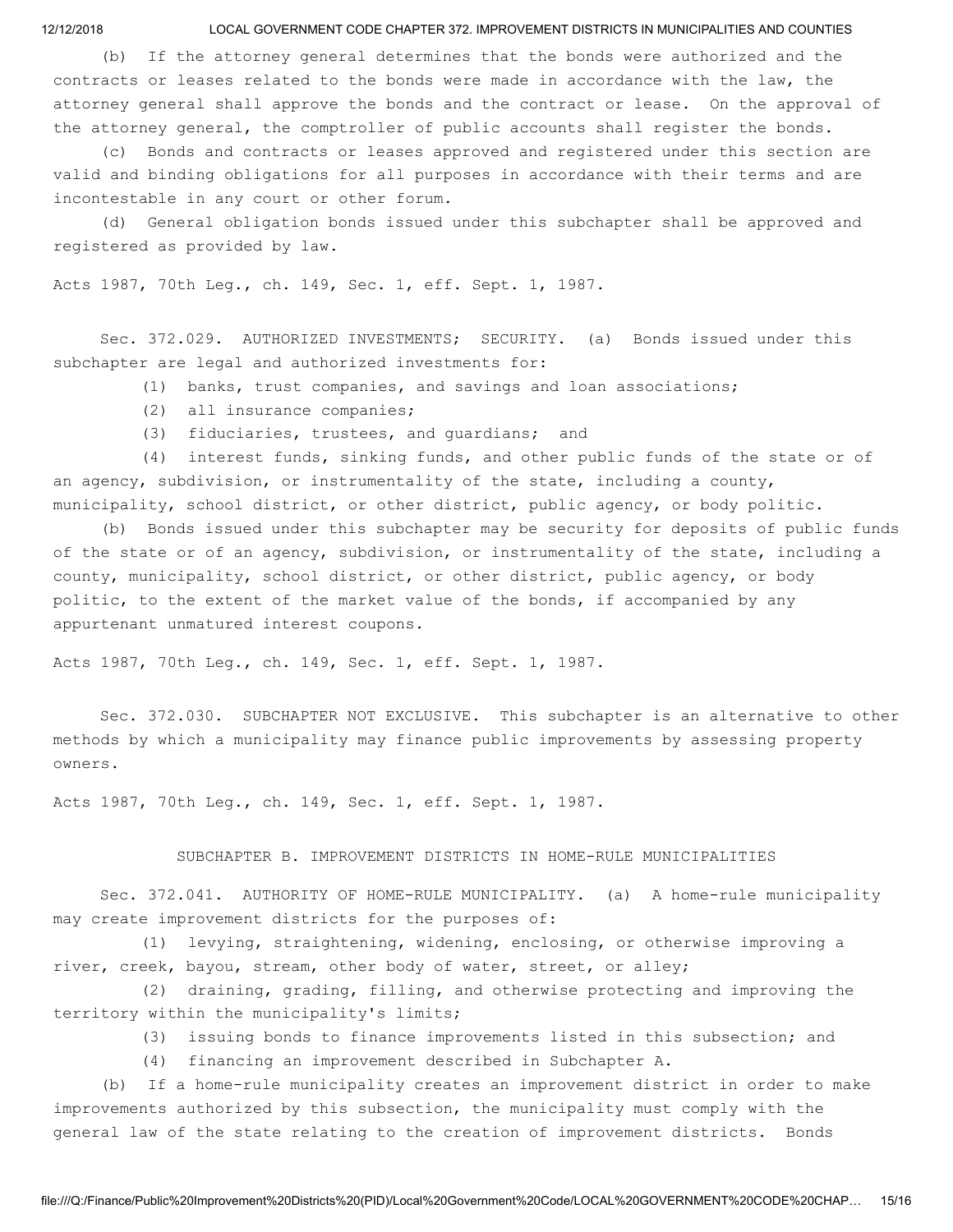(b) If the attorney general determines that the bonds were authorized and the contracts or leases related to the bonds were made in accordance with the law, the attorney general shall approve the bonds and the contract or lease. On the approval of the attorney general, the comptroller of public accounts shall register the bonds.

(c) Bonds and contracts or leases approved and registered under this section are valid and binding obligations for all purposes in accordance with their terms and are incontestable in any court or other forum.

(d) General obligation bonds issued under this subchapter shall be approved and registered as provided by law.

Acts 1987, 70th Leg., ch. 149, Sec. 1, eff. Sept. 1, 1987.

Sec. 372.029. AUTHORIZED INVESTMENTS; SECURITY. (a) Bonds issued under this subchapter are legal and authorized investments for:

(1) banks, trust companies, and savings and loan associations;

(2) all insurance companies;

(3) fiduciaries, trustees, and guardians; and

(4) interest funds, sinking funds, and other public funds of the state or of an agency, subdivision, or instrumentality of the state, including a county, municipality, school district, or other district, public agency, or body politic.

(b) Bonds issued under this subchapter may be security for deposits of public funds of the state or of an agency, subdivision, or instrumentality of the state, including a county, municipality, school district, or other district, public agency, or body politic, to the extent of the market value of the bonds, if accompanied by any appurtenant unmatured interest coupons.

Acts 1987, 70th Leg., ch. 149, Sec. 1, eff. Sept. 1, 1987.

Sec. 372.030. SUBCHAPTER NOT EXCLUSIVE. This subchapter is an alternative to other methods by which a municipality may finance public improvements by assessing property owners.

Acts 1987, 70th Leg., ch. 149, Sec. 1, eff. Sept. 1, 1987.

## SUBCHAPTER B. IMPROVEMENT DISTRICTS IN HOME-RULE MUNICIPALITIES

Sec. 372.041. AUTHORITY OF HOME-RULE MUNICIPALITY. (a) A home-rule municipality may create improvement districts for the purposes of:

(1) levying, straightening, widening, enclosing, or otherwise improving a river, creek, bayou, stream, other body of water, street, or alley;

(2) draining, grading, filling, and otherwise protecting and improving the territory within the municipality's limits;

(3) issuing bonds to finance improvements listed in this subsection; and

(4) financing an improvement described in Subchapter A.

(b) If a home-rule municipality creates an improvement district in order to make improvements authorized by this subsection, the municipality must comply with the general law of the state relating to the creation of improvement districts. Bonds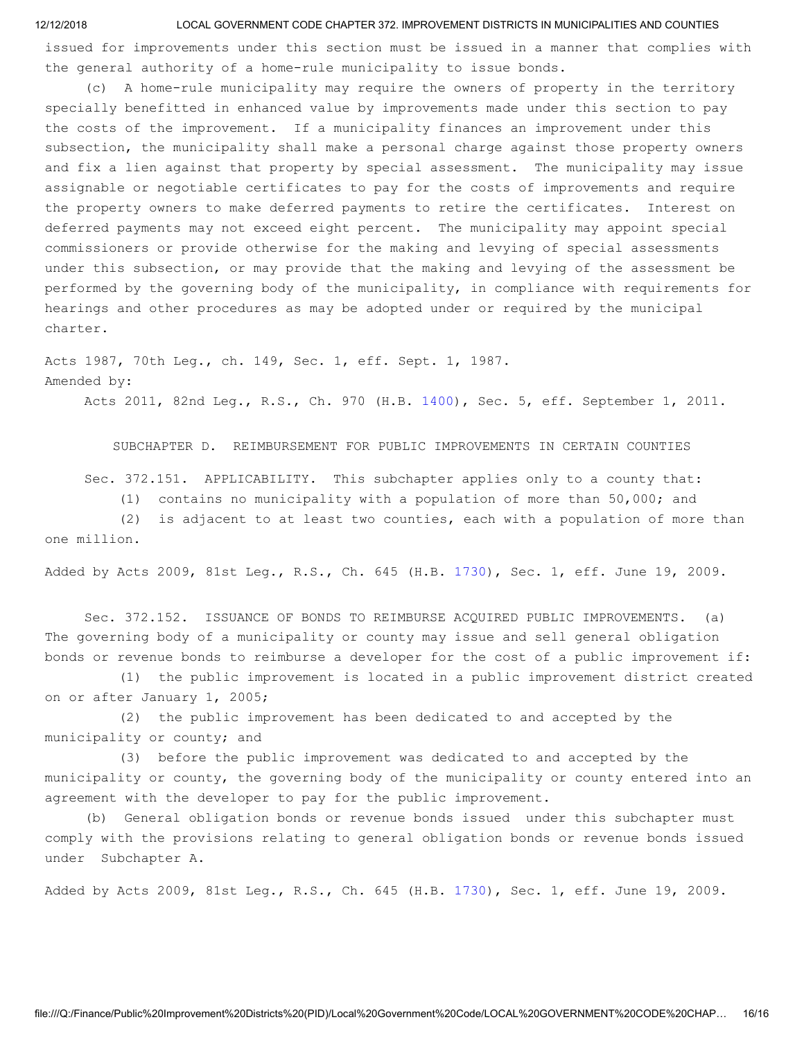issued for improvements under this section must be issued in a manner that complies with the general authority of a home-rule municipality to issue bonds.

(c) A home-rule municipality may require the owners of property in the territory specially benefitted in enhanced value by improvements made under this section to pay the costs of the improvement. If a municipality finances an improvement under this subsection, the municipality shall make a personal charge against those property owners and fix a lien against that property by special assessment. The municipality may issue assignable or negotiable certificates to pay for the costs of improvements and require the property owners to make deferred payments to retire the certificates. Interest on deferred payments may not exceed eight percent. The municipality may appoint special commissioners or provide otherwise for the making and levying of special assessments under this subsection, or may provide that the making and levying of the assessment be performed by the governing body of the municipality, in compliance with requirements for hearings and other procedures as may be adopted under or required by the municipal charter.

Acts 1987, 70th Leg., ch. 149, Sec. 1, eff. Sept. 1, 1987.
Amended by:
Acts 2011, 82nd Leg., R.S., Ch. 970 (H.B. 1400), Sec. 5, eff. September 1, 2011.

## SUBCHAPTER D. REIMBURSEMENT FOR PUBLIC IMPROVEMENTS IN CERTAIN COUNTIES

Sec. 372.151. APPLICABILITY. This subchapter applies only to a county that:

(1) contains no municipality with a population of more than 50,000; and

(2) is adjacent to at least two counties, each with a population of more than one million.

Added by Acts 2009, 81st Leg., R.S., Ch. 645 (H.B. 1730), Sec. 1, eff. June 19, 2009.

Sec. 372.152. ISSUANCE OF BONDS TO REIMBURSE ACQUIRED PUBLIC IMPROVEMENTS. (a) The governing body of a municipality or county may issue and sell general obligation bonds or revenue bonds to reimburse a developer for the cost of a public improvement if:

(1) the public improvement is located in a public improvement district created on or after January 1, 2005;

(2) the public improvement has been dedicated to and accepted by the municipality or county; and

(3) before the public improvement was dedicated to and accepted by the municipality or county, the governing body of the municipality or county entered into an agreement with the developer to pay for the public improvement.

(b) General obligation bonds or revenue bonds issued under this subchapter must comply with the provisions relating to general obligation bonds or revenue bonds issued under Subchapter A.

Added by Acts 2009, 81st Leg., R.S., Ch. 645 (H.B. 1730), Sec. 1, eff. June 19, 2009.